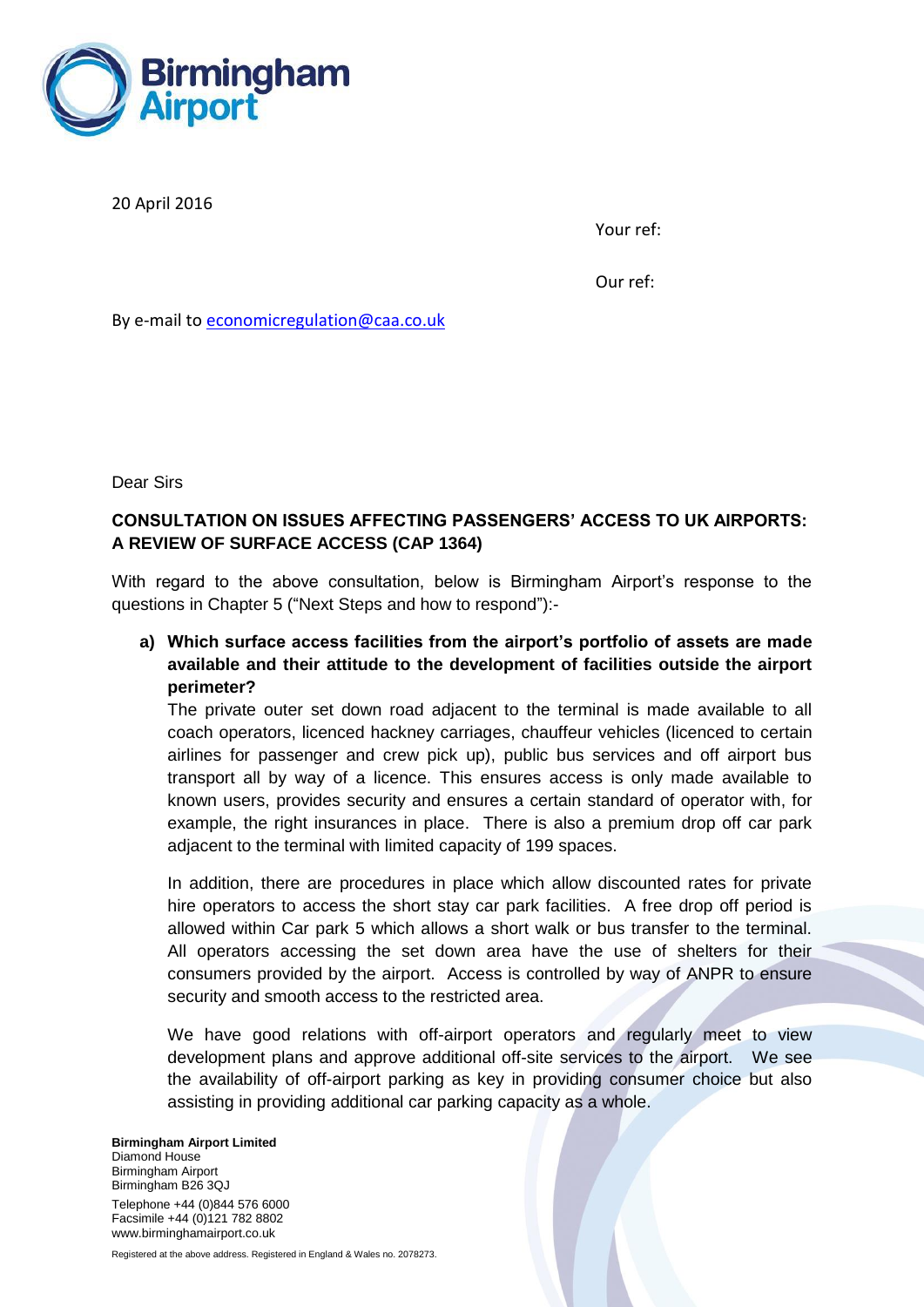20 April 2016

Your ref:

Our ref:

By e-mail to economicregulation@caa.co.uk

Dear Sirs

**CONSULTATION ON ISSUES AFFECTING PASSENGERS' ACCESS TO UK AIRPORTS: A REVIEW OF SURFACE ACCESS (CAP 1364)**

With regard to the above consultation, below is Birmingham Airport's response to the questions in Chapter 5 ("Next Steps and how to respond"):-

**a) Which surface access facilities from the airport's portfolio of assets are made available and their attitude to the development of facilities outside the airport perimeter?**

The private outer set down road adjacent to the terminal is made available to all coach operators, licenced hackney carriages, chauffeur vehicles (licenced to certain airlines for passenger and crew pick up), public bus services and off airport bus transport all by way of a licence. This ensures access is only made available to known users, provides security and ensures a certain standard of operator with, for example, the right insurances in place. There is also a premium drop off car park adjacent to the terminal with limited capacity of 199 spaces.

In addition, there are procedures in place which allow discounted rates for private hire operators to access the short stay car park facilities. A free drop off period is allowed within Car park 5 which allows a short walk or bus transfer to the terminal. All operators accessing the set down area have the use of shelters for their consumers provided by the airport. Access is controlled by way of ANPR to ensure security and smooth access to the restricted area.

We have good relations with off-airport operators and regularly meet to view development plans and approve additional off-site services to the airport. We see the availability of off-airport parking as key in providing consumer choice but also assisting in providing additional car parking capacity as a whole.

**Birmingham Airport Limited**
Diamond House
Birmingham Airport
Birmingham B26 3QJ

Telephone +44 (0)844 576 6000
Facsimile +44 (0)121 782 8802
www.birminghamairport.co.uk

Registered at the above address. Registered in England & Wales no. 2078273.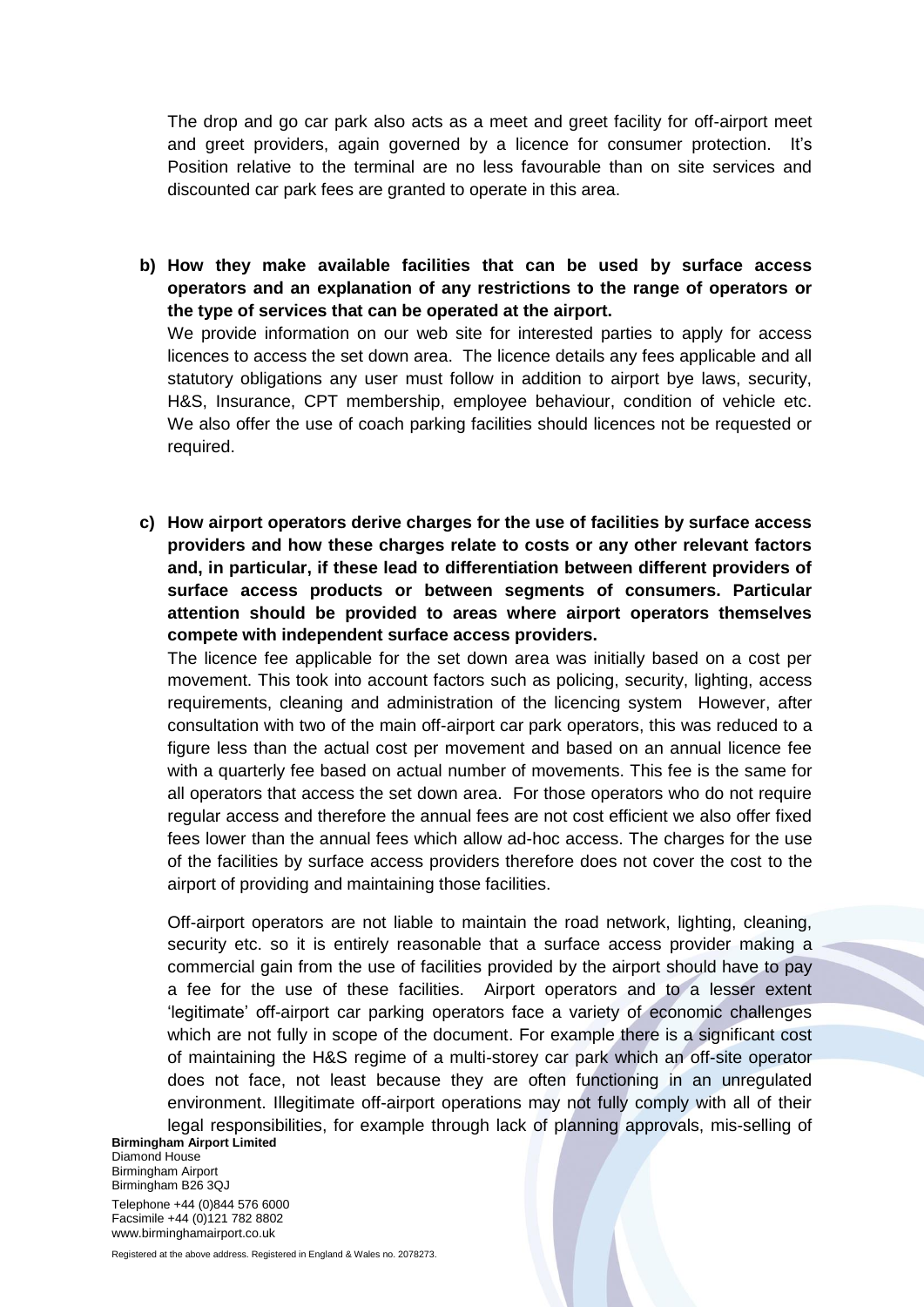The drop and go car park also acts as a meet and greet facility for off-airport meet and greet providers, again governed by a licence for consumer protection. It's Position relative to the terminal are no less favourable than on site services and discounted car park fees are granted to operate in this area.

**b) How they make available facilities that can be used by surface access operators and an explanation of any restrictions to the range of operators or the type of services that can be operated at the airport.**

We provide information on our web site for interested parties to apply for access licences to access the set down area. The licence details any fees applicable and all statutory obligations any user must follow in addition to airport bye laws, security, H&S, Insurance, CPT membership, employee behaviour, condition of vehicle etc. We also offer the use of coach parking facilities should licences not be requested or required.

**c) How airport operators derive charges for the use of facilities by surface access providers and how these charges relate to costs or any other relevant factors and, in particular, if these lead to differentiation between different providers of surface access products or between segments of consumers. Particular attention should be provided to areas where airport operators themselves compete with independent surface access providers.**

The licence fee applicable for the set down area was initially based on a cost per movement. This took into account factors such as policing, security, lighting, access requirements, cleaning and administration of the licencing system However, after consultation with two of the main off-airport car park operators, this was reduced to a figure less than the actual cost per movement and based on an annual licence fee with a quarterly fee based on actual number of movements. This fee is the same for all operators that access the set down area. For those operators who do not require regular access and therefore the annual fees are not cost efficient we also offer fixed fees lower than the annual fees which allow ad-hoc access. The charges for the use of the facilities by surface access providers therefore does not cover the cost to the airport of providing and maintaining those facilities.

Off-airport operators are not liable to maintain the road network, lighting, cleaning, security etc. so it is entirely reasonable that a surface access provider making a commercial gain from the use of facilities provided by the airport should have to pay a fee for the use of these facilities. Airport operators and to a lesser extent 'legitimate' off-airport car parking operators face a variety of economic challenges which are not fully in scope of the document. For example there is a significant cost of maintaining the H&S regime of a multi-storey car park which an off-site operator does not face, not least because they are often functioning in an unregulated environment. Illegitimate off-airport operations may not fully comply with all of their legal responsibilities, for example through lack of planning approvals, mis-selling of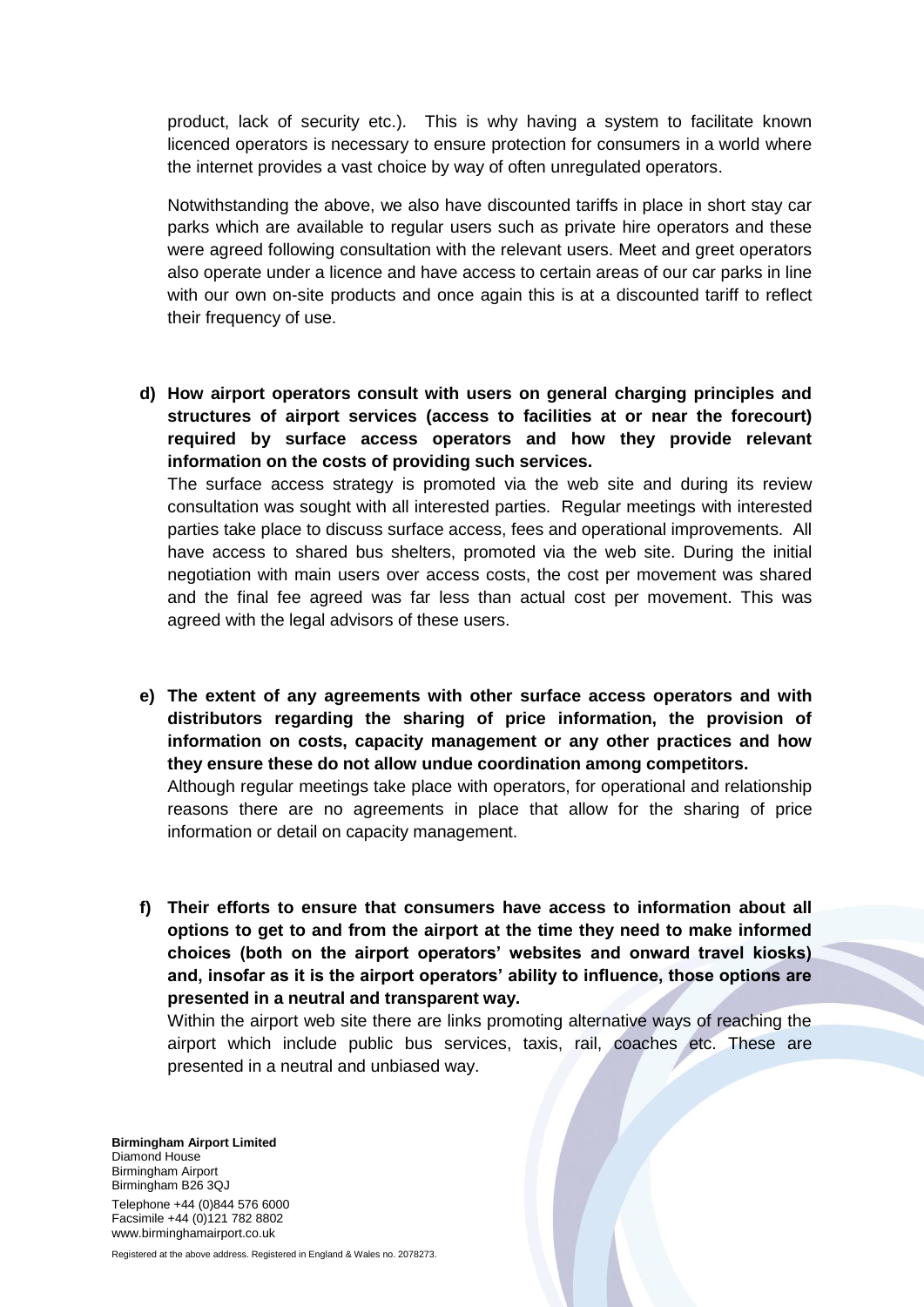product, lack of security etc.). This is why having a system to facilitate known licenced operators is necessary to ensure protection for consumers in a world where the internet provides a vast choice by way of often unregulated operators.

Notwithstanding the above, we also have discounted tariffs in place in short stay car parks which are available to regular users such as private hire operators and these were agreed following consultation with the relevant users. Meet and greet operators also operate under a licence and have access to certain areas of our car parks in line with our own on-site products and once again this is at a discounted tariff to reflect their frequency of use.

**d) How airport operators consult with users on general charging principles and structures of airport services (access to facilities at or near the forecourt) required by surface access operators and how they provide relevant information on the costs of providing such services.**

The surface access strategy is promoted via the web site and during its review consultation was sought with all interested parties. Regular meetings with interested parties take place to discuss surface access, fees and operational improvements. All have access to shared bus shelters, promoted via the web site. During the initial negotiation with main users over access costs, the cost per movement was shared and the final fee agreed was far less than actual cost per movement. This was agreed with the legal advisors of these users.

**e) The extent of any agreements with other surface access operators and with distributors regarding the sharing of price information, the provision of information on costs, capacity management or any other practices and how they ensure these do not allow undue coordination among competitors.**

Although regular meetings take place with operators, for operational and relationship reasons there are no agreements in place that allow for the sharing of price information or detail on capacity management.

**f) Their efforts to ensure that consumers have access to information about all options to get to and from the airport at the time they need to make informed choices (both on the airport operators' websites and onward travel kiosks) and, insofar as it is the airport operators' ability to influence, those options are presented in a neutral and transparent way.**

Within the airport web site there are links promoting alternative ways of reaching the airport which include public bus services, taxis, rail, coaches etc. These are presented in a neutral and unbiased way.

**Birmingham Airport Limited**
Diamond House
Birmingham Airport
Birmingham B26 3QJ

Telephone +44 (0)844 576 6000
Facsimile +44 (0)121 782 8802
www.birminghamairport.co.uk

Registered at the above address. Registered in England & Wales no. 2078273.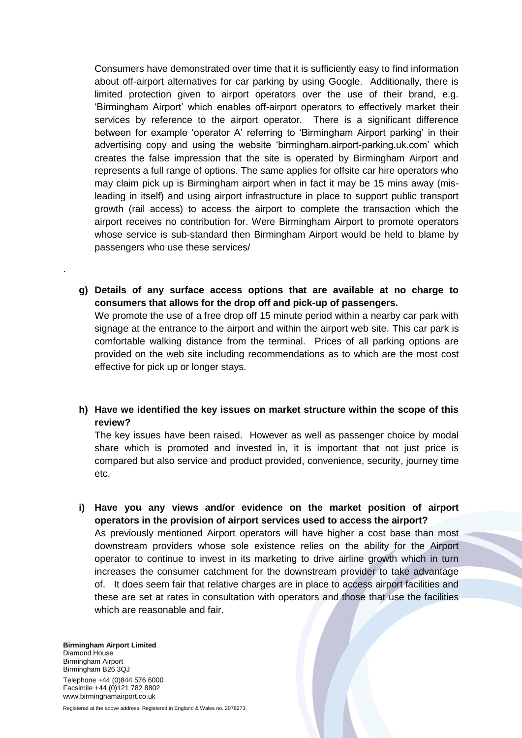Consumers have demonstrated over time that it is sufficiently easy to find information about off-airport alternatives for car parking by using Google. Additionally, there is limited protection given to airport operators over the use of their brand, e.g. 'Birmingham Airport' which enables off-airport operators to effectively market their services by reference to the airport operator. There is a significant difference between for example 'operator A' referring to 'Birmingham Airport parking' in their advertising copy and using the website 'birmingham.airport-parking.uk.com' which creates the false impression that the site is operated by Birmingham Airport and represents a full range of options. The same applies for offsite car hire operators who may claim pick up is Birmingham airport when in fact it may be 15 mins away (mis-leading in itself) and using airport infrastructure in place to support public transport growth (rail access) to access the airport to complete the transaction which the airport receives no contribution for. Were Birmingham Airport to promote operators whose service is sub-standard then Birmingham Airport would be held to blame by passengers who use these services/

.

**g) Details of any surface access options that are available at no charge to consumers that allows for the drop off and pick-up of passengers.**

We promote the use of a free drop off 15 minute period within a nearby car park with signage at the entrance to the airport and within the airport web site. This car park is comfortable walking distance from the terminal. Prices of all parking options are provided on the web site including recommendations as to which are the most cost effective for pick up or longer stays.

**h) Have we identified the key issues on market structure within the scope of this review?**

The key issues have been raised. However as well as passenger choice by modal share which is promoted and invested in, it is important that not just price is compared but also service and product provided, convenience, security, journey time etc.

**i) Have you any views and/or evidence on the market position of airport operators in the provision of airport services used to access the airport?**

As previously mentioned Airport operators will have higher a cost base than most downstream providers whose sole existence relies on the ability for the Airport operator to continue to invest in its marketing to drive airline growth which in turn increases the consumer catchment for the downstream provider to take advantage of. It does seem fair that relative charges are in place to access airport facilities and these are set at rates in consultation with operators and those that use the facilities which are reasonable and fair.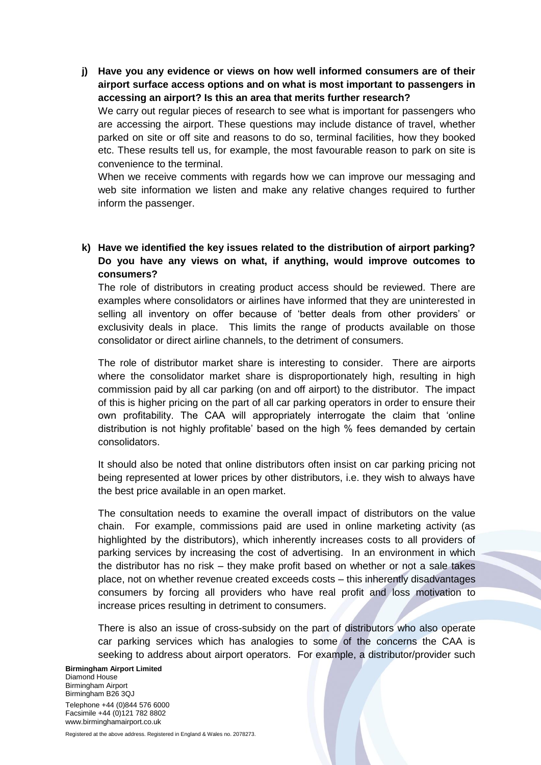**j) Have you any evidence or views on how well informed consumers are of their airport surface access options and on what is most important to passengers in accessing an airport? Is this an area that merits further research?**

We carry out regular pieces of research to see what is important for passengers who are accessing the airport. These questions may include distance of travel, whether parked on site or off site and reasons to do so, terminal facilities, how they booked etc. These results tell us, for example, the most favourable reason to park on site is convenience to the terminal.

When we receive comments with regards how we can improve our messaging and web site information we listen and make any relative changes required to further inform the passenger.

**k) Have we identified the key issues related to the distribution of airport parking? Do you have any views on what, if anything, would improve outcomes to consumers?**

The role of distributors in creating product access should be reviewed. There are examples where consolidators or airlines have informed that they are uninterested in selling all inventory on offer because of 'better deals from other providers' or exclusivity deals in place. This limits the range of products available on those consolidator or direct airline channels, to the detriment of consumers.

The role of distributor market share is interesting to consider. There are airports where the consolidator market share is disproportionately high, resulting in high commission paid by all car parking (on and off airport) to the distributor. The impact of this is higher pricing on the part of all car parking operators in order to ensure their own profitability. The CAA will appropriately interrogate the claim that 'online distribution is not highly profitable' based on the high % fees demanded by certain consolidators.

It should also be noted that online distributors often insist on car parking pricing not being represented at lower prices by other distributors, i.e. they wish to always have the best price available in an open market.

The consultation needs to examine the overall impact of distributors on the value chain. For example, commissions paid are used in online marketing activity (as highlighted by the distributors), which inherently increases costs to all providers of parking services by increasing the cost of advertising. In an environment in which the distributor has no risk – they make profit based on whether or not a sale takes place, not on whether revenue created exceeds costs – this inherently disadvantages consumers by forcing all providers who have real profit and loss motivation to increase prices resulting in detriment to consumers.

There is also an issue of cross-subsidy on the part of distributors who also operate car parking services which has analogies to some of the concerns the CAA is seeking to address about airport operators. For example, a distributor/provider such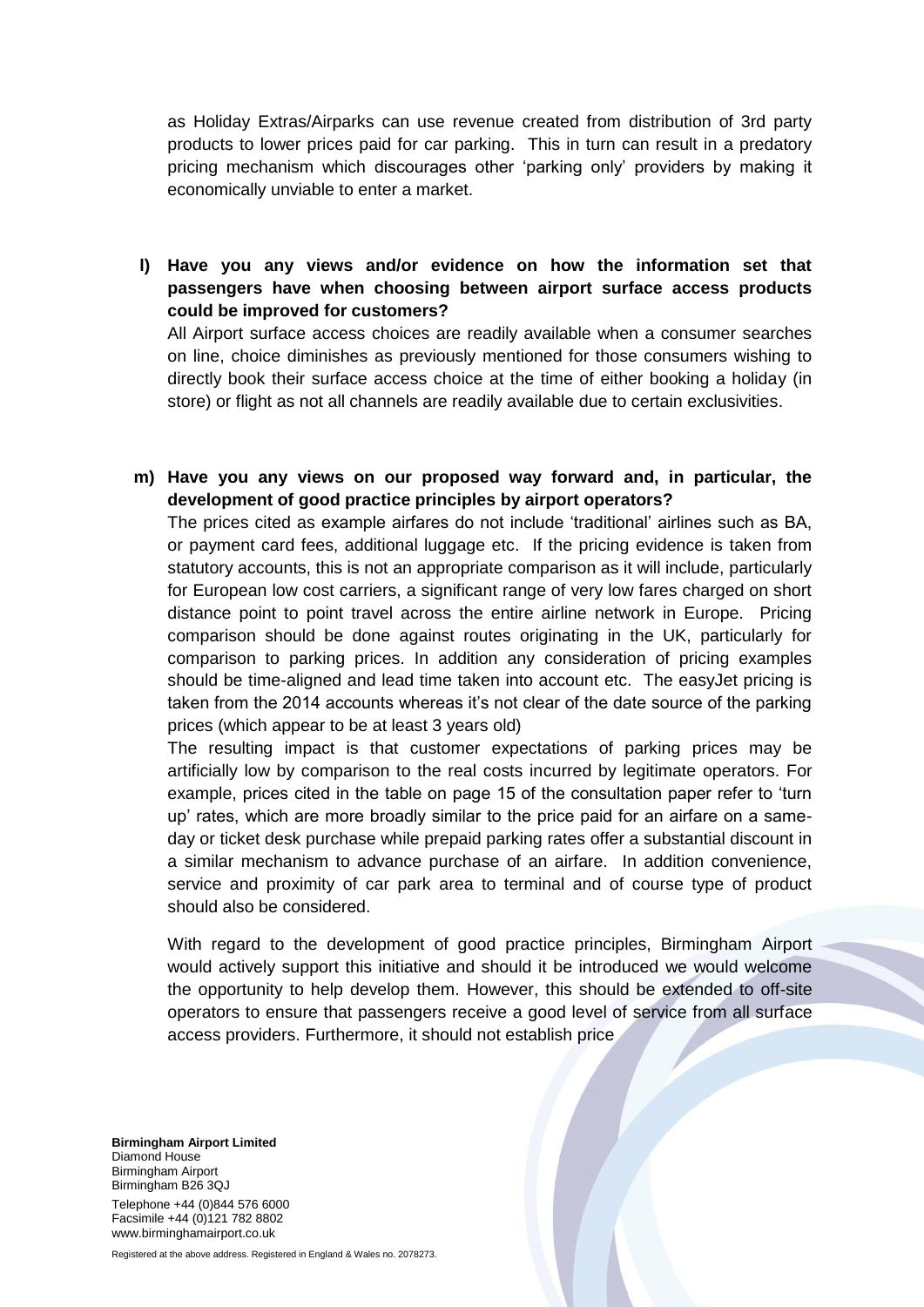as Holiday Extras/Airparks can use revenue created from distribution of 3rd party products to lower prices paid for car parking. This in turn can result in a predatory pricing mechanism which discourages other 'parking only' providers by making it economically unviable to enter a market.

**l) Have you any views and/or evidence on how the information set that passengers have when choosing between airport surface access products could be improved for customers?**

All Airport surface access choices are readily available when a consumer searches on line, choice diminishes as previously mentioned for those consumers wishing to directly book their surface access choice at the time of either booking a holiday (in store) or flight as not all channels are readily available due to certain exclusivities.

**m) Have you any views on our proposed way forward and, in particular, the development of good practice principles by airport operators?**

The prices cited as example airfares do not include 'traditional' airlines such as BA, or payment card fees, additional luggage etc. If the pricing evidence is taken from statutory accounts, this is not an appropriate comparison as it will include, particularly for European low cost carriers, a significant range of very low fares charged on short distance point to point travel across the entire airline network in Europe. Pricing comparison should be done against routes originating in the UK, particularly for comparison to parking prices. In addition any consideration of pricing examples should be time-aligned and lead time taken into account etc. The easyJet pricing is taken from the 2014 accounts whereas it's not clear of the date source of the parking prices (which appear to be at least 3 years old)

The resulting impact is that customer expectations of parking prices may be artificially low by comparison to the real costs incurred by legitimate operators. For example, prices cited in the table on page 15 of the consultation paper refer to 'turn up' rates, which are more broadly similar to the price paid for an airfare on a same-day or ticket desk purchase while prepaid parking rates offer a substantial discount in a similar mechanism to advance purchase of an airfare. In addition convenience, service and proximity of car park area to terminal and of course type of product should also be considered.

With regard to the development of good practice principles, Birmingham Airport would actively support this initiative and should it be introduced we would welcome the opportunity to help develop them. However, this should be extended to off-site operators to ensure that passengers receive a good level of service from all surface access providers. Furthermore, it should not establish price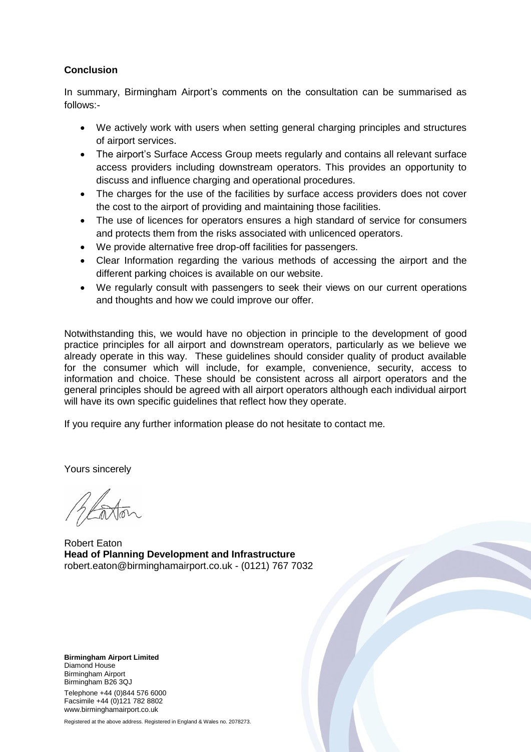## Conclusion

In summary, Birmingham Airport's comments on the consultation can be summarised as follows:-

- We actively work with users when setting general charging principles and structures of airport services.
- The airport's Surface Access Group meets regularly and contains all relevant surface access providers including downstream operators. This provides an opportunity to discuss and influence charging and operational procedures.
- The charges for the use of the facilities by surface access providers does not cover the cost to the airport of providing and maintaining those facilities.
- The use of licences for operators ensures a high standard of service for consumers and protects them from the risks associated with unlicenced operators.
- We provide alternative free drop-off facilities for passengers.
- Clear Information regarding the various methods of accessing the airport and the different parking choices is available on our website.
- We regularly consult with passengers to seek their views on our current operations and thoughts and how we could improve our offer.

Notwithstanding this, we would have no objection in principle to the development of good practice principles for all airport and downstream operators, particularly as we believe we already operate in this way. These guidelines should consider quality of product available for the consumer which will include, for example, convenience, security, access to information and choice. These should be consistent across all airport operators and the general principles should be agreed with all airport operators although each individual airport will have its own specific guidelines that reflect how they operate.

If you require any further information please do not hesitate to contact me.

Yours sincerely

Robert Eaton
**Head of Planning Development and Infrastructure**
robert.eaton@birminghamairport.co.uk - (0121) 767 7032

**Birmingham Airport Limited**
Diamond House
Birmingham Airport
Birmingham B26 3QJ

Telephone +44 (0)844 576 6000
Facsimile +44 (0)121 782 8802
www.birminghamairport.co.uk

Registered at the above address. Registered in England & Wales no. 2078273.